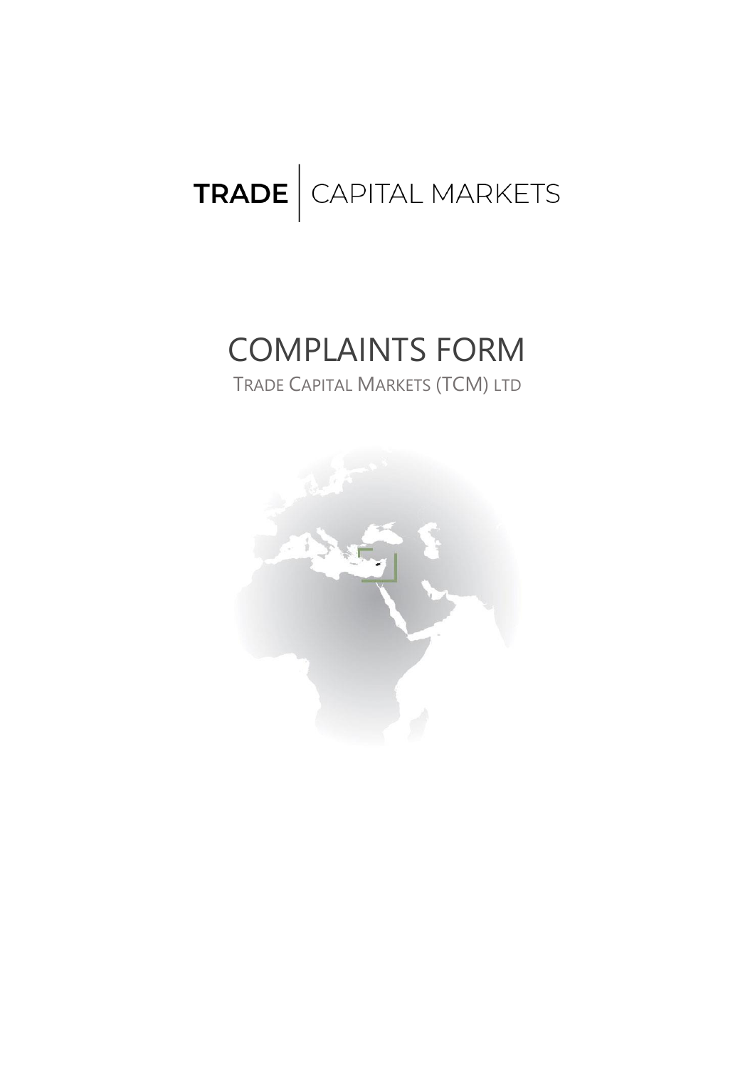**TRADE** | CAPITAL MARKETS

# COMPLAINTS FORM

TRADE CAPITAL MARKETS (TCM) LTD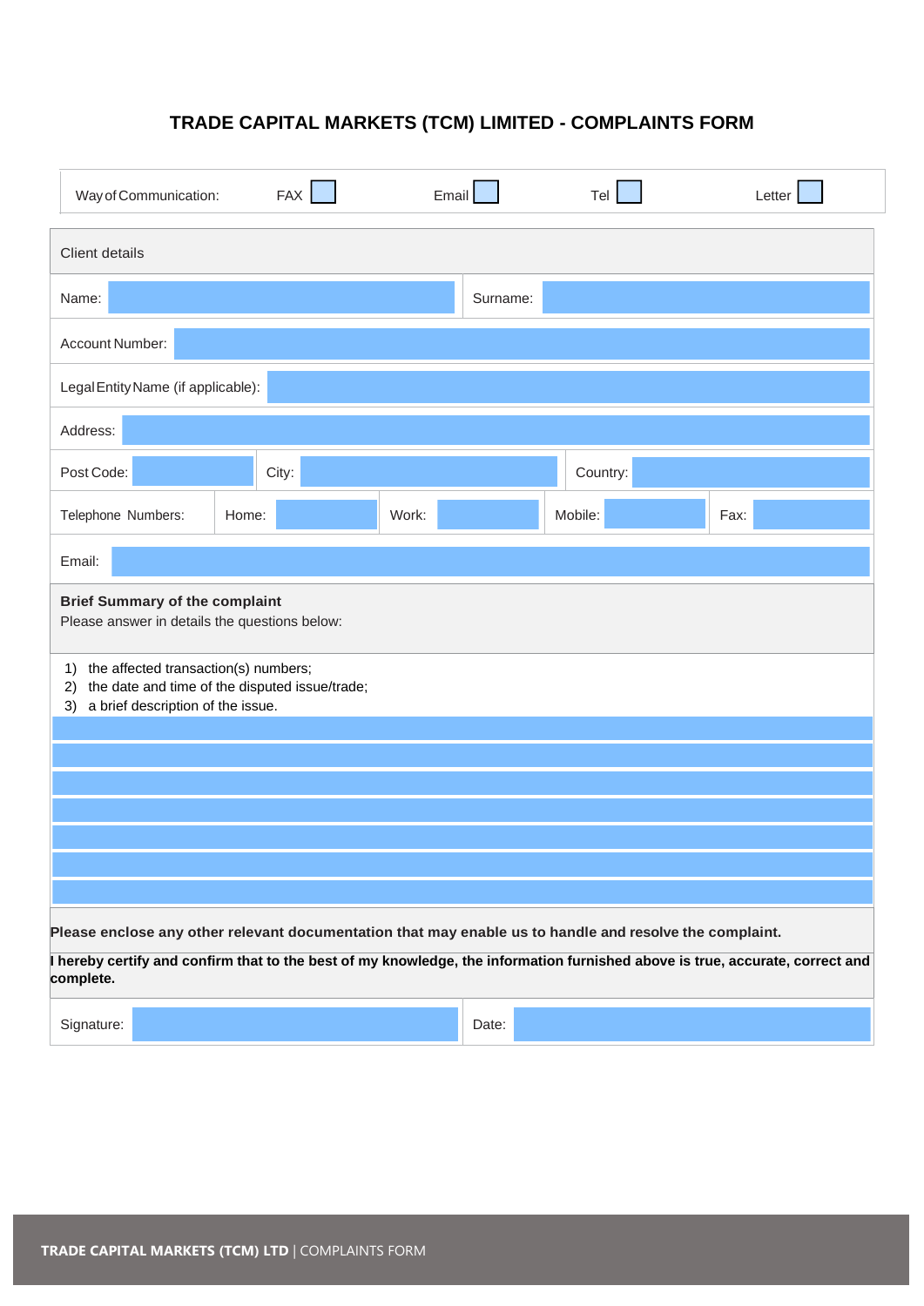# TRADE CAPITAL MARKETS (TCM) LIMITED - COMPLAINTS FORM

| Way of Communication: | FAX ☐ | Email ☐ | Tel ☐ | Letter ☐ |
|---|---|---|---|---|

**Client details**

| | | | | | | | |
|---|---|---|---|---|---|---|---|
| Name: | | | | Surname: | | | |
| Account Number: | | | | | | | |
| Legal Entity Name (if applicable): | | | | | | | |
| Address: | | | | | | | |
| Post Code: | | City: | | Country: | | | |
| Telephone Numbers: | Home: | | Work: | | Mobile: | | Fax: |
| Email: | | | | | | | |

**Brief Summary of the complaint**
Please answer in details the questions below:

1) the affected transaction(s) numbers;
2) the date and time of the disputed issue/trade;
3) a brief description of the issue.

**Please enclose any other relevant documentation that may enable us to handle and resolve the complaint.**

***I hereby certify and confirm that to the best of my knowledge, the information furnished above is true, accurate, correct and complete.***

| Signature: | | Date: | |
|---|---|---|---|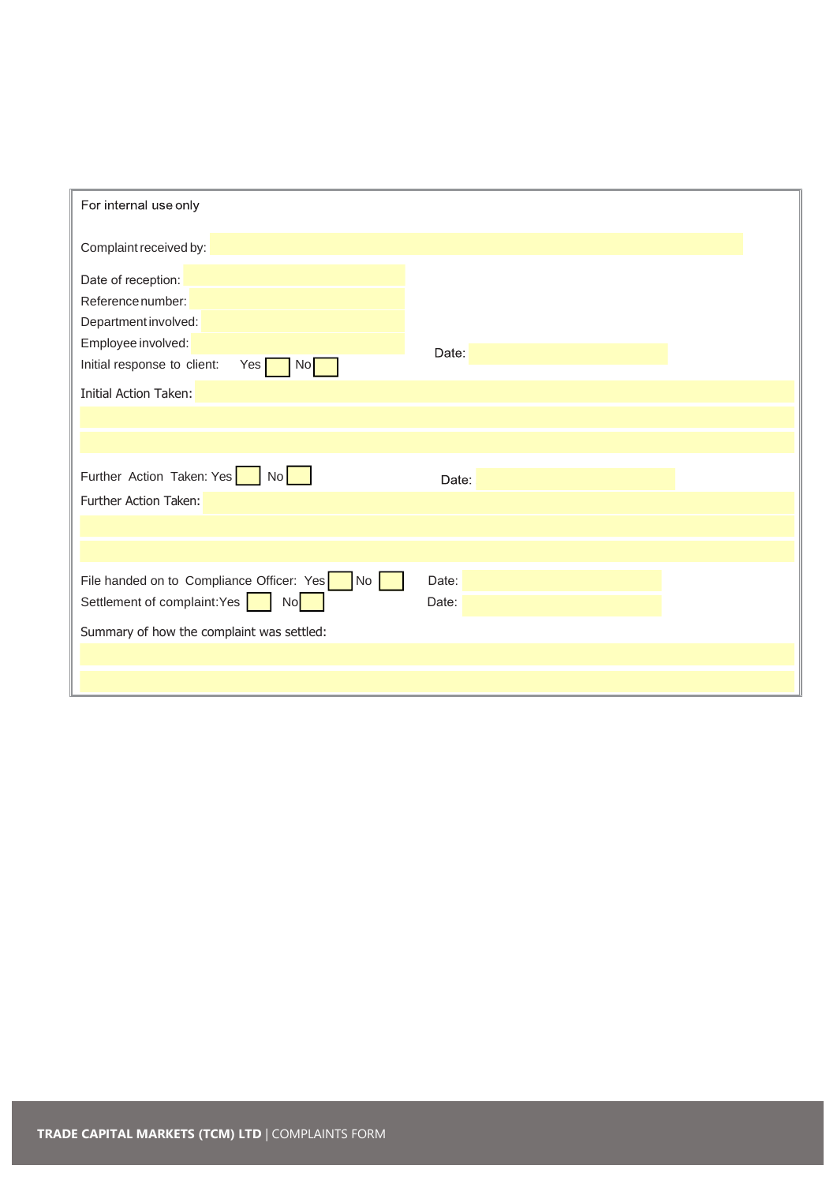For internal use only

Complaint received by:

Date of reception:

Reference number:

Department involved:

Employee involved:

Initial response to client: Yes ☐ No ☐ Date:

Initial Action Taken:

Further Action Taken: Yes ☐ No ☐ Date:

Further Action Taken:

File handed on to Compliance Officer: Yes ☐ No ☐ Date:

Settlement of complaint: Yes ☐ No ☐ Date:

Summary of how the complaint was settled: